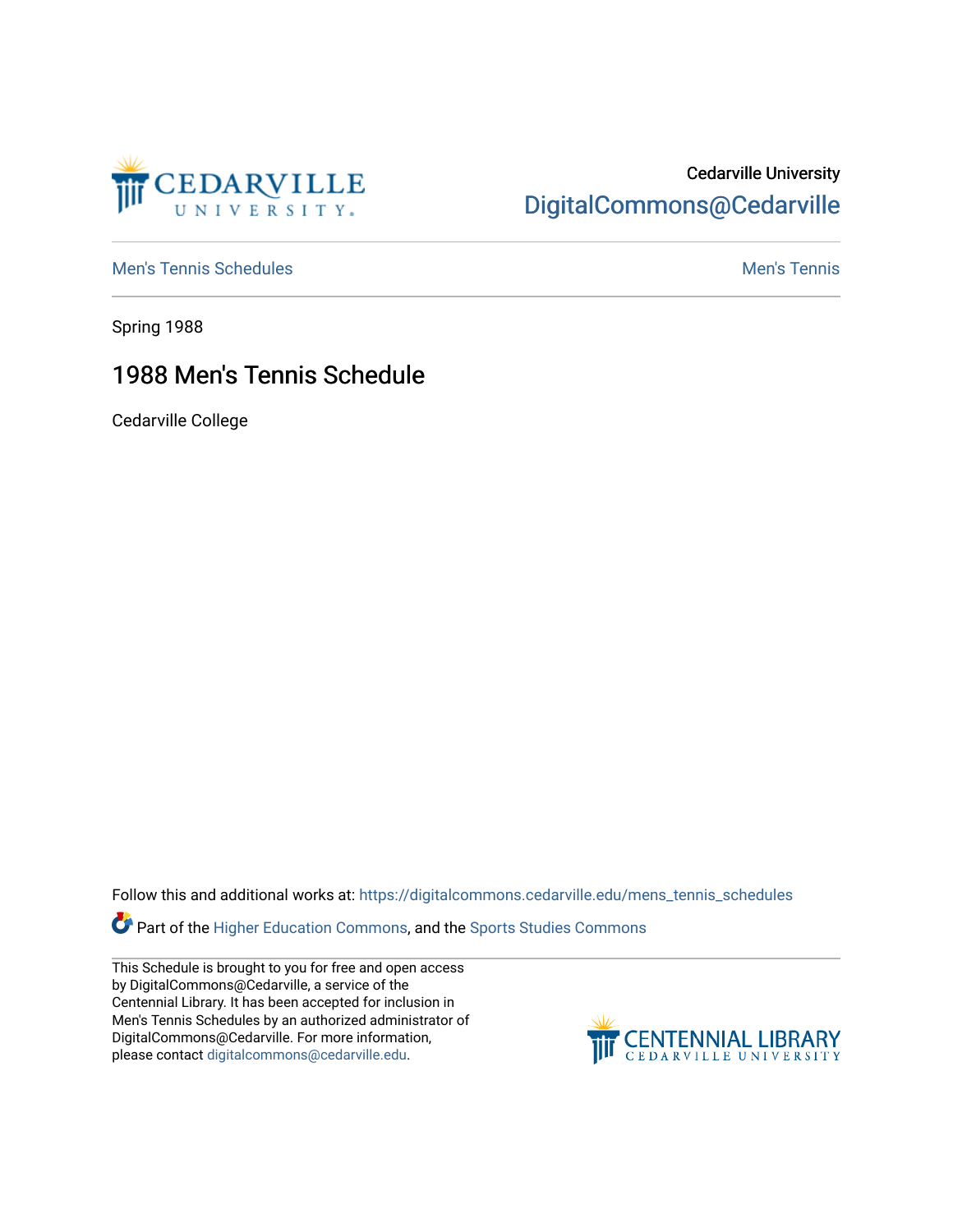Cedarville University
DigitalCommons@Cedarville

Men's Tennis Schedules | Men's Tennis

Spring 1988

# 1988 Men's Tennis Schedule

Cedarville College

Follow this and additional works at: https://digitalcommons.cedarville.edu/mens_tennis_schedules

Part of the Higher Education Commons, and the Sports Studies Commons

This Schedule is brought to you for free and open access by DigitalCommons@Cedarville, a service of the Centennial Library. It has been accepted for inclusion in Men's Tennis Schedules by an authorized administrator of DigitalCommons@Cedarville. For more information, please contact digitalcommons@cedarville.edu.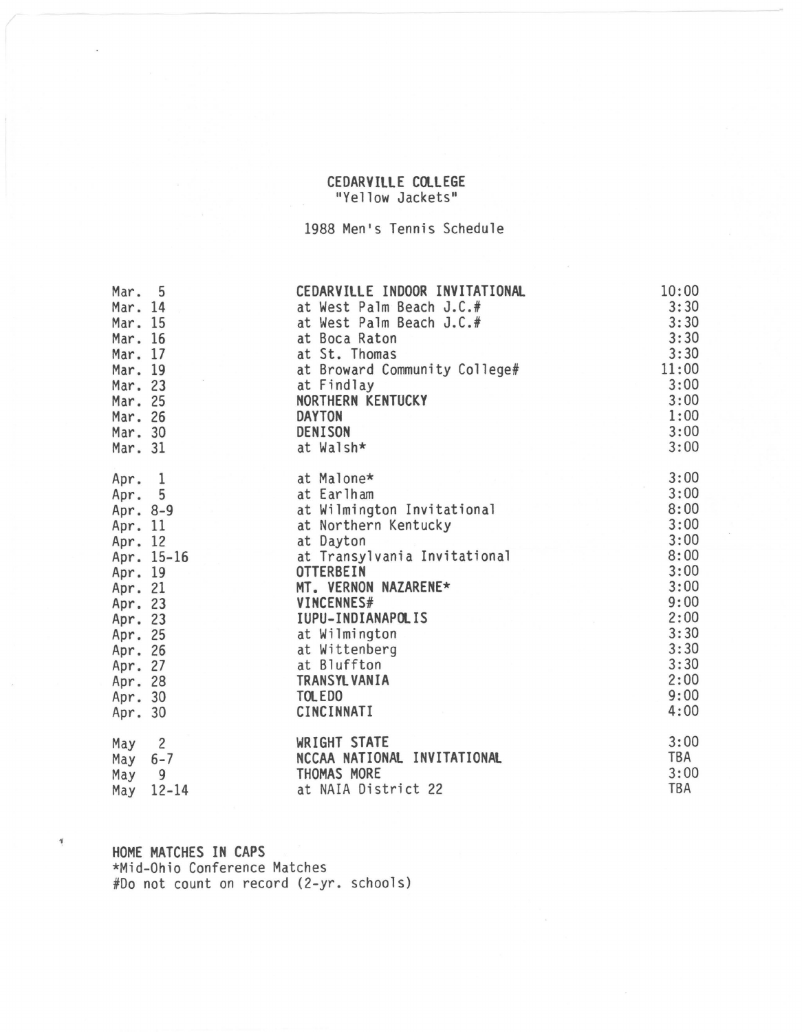# CEDARVILLE COLLEGE
"Yellow Jackets"

1988 Men's Tennis Schedule

| | | |
|---|---|---|
| Mar. 5 | CEDARVILLE INDOOR INVITATIONAL | 10:00 |
| Mar. 14 | at West Palm Beach J.C.# | 3:30 |
| Mar. 15 | at West Palm Beach J.C.# | 3:30 |
| Mar. 16 | at Boca Raton | 3:30 |
| Mar. 17 | at St. Thomas | 3:30 |
| Mar. 19 | at Broward Community College# | 11:00 |
| Mar. 23 | at Findlay | 3:00 |
| Mar. 25 | NORTHERN KENTUCKY | 3:00 |
| Mar. 26 | DAYTON | 1:00 |
| Mar. 30 | DENISON | 3:00 |
| Mar. 31 | at Walsh* | 3:00 |
| Apr. 1 | at Malone* | 3:00 |
| Apr. 5 | at Earlham | 3:00 |
| Apr. 8-9 | at Wilmington Invitational | 8:00 |
| Apr. 11 | at Northern Kentucky | 3:00 |
| Apr. 12 | at Dayton | 3:00 |
| Apr. 15-16 | at Transylvania Invitational | 8:00 |
| Apr. 19 | OTTERBEIN | 3:00 |
| Apr. 21 | MT. VERNON NAZARENE* | 3:00 |
| Apr. 23 | VINCENNES# | 9:00 |
| Apr. 23 | IUPU-INDIANAPOLIS | 2:00 |
| Apr. 25 | at Wilmington | 3:30 |
| Apr. 26 | at Wittenberg | 3:30 |
| Apr. 27 | at Bluffton | 3:30 |
| Apr. 28 | TRANSYLVANIA | 2:00 |
| Apr. 30 | TOLEDO | 9:00 |
| Apr. 30 | CINCINNATI | 4:00 |
| May 2 | WRIGHT STATE | 3:00 |
| May 6-7 | NCCAA NATIONAL INVITATIONAL | TBA |
| May 9 | THOMAS MORE | 3:00 |
| May 12-14 | at NAIA District 22 | TBA |

HOME MATCHES IN CAPS
*Mid-Ohio Conference Matches
#Do not count on record (2-yr. schools)